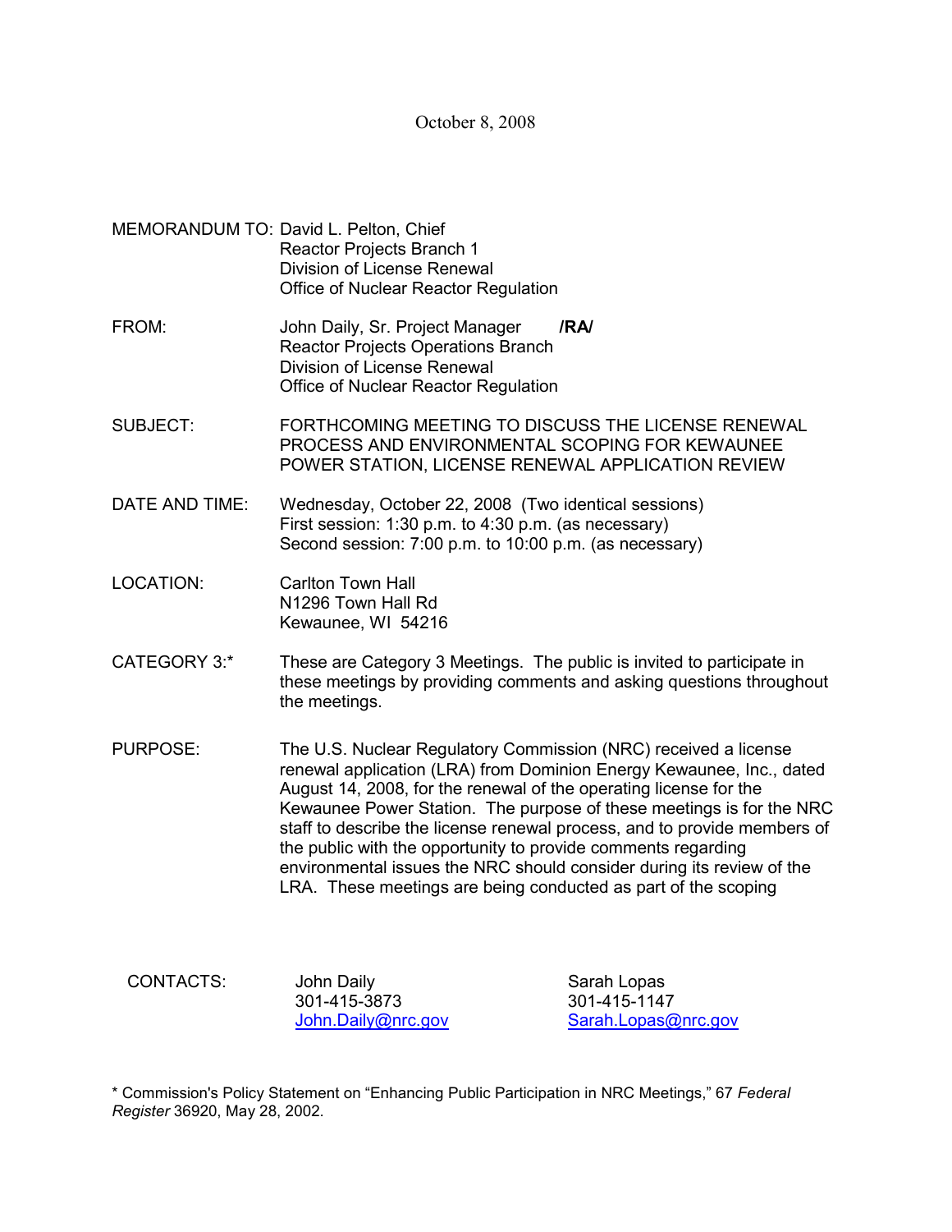October 8, 2008

MEMORANDUM TO: David L. Pelton, Chief
Reactor Projects Branch 1
Division of License Renewal
Office of Nuclear Reactor Regulation

FROM: John Daily, Sr. Project Manager **/RA/**
Reactor Projects Operations Branch
Division of License Renewal
Office of Nuclear Reactor Regulation

SUBJECT: FORTHCOMING MEETING TO DISCUSS THE LICENSE RENEWAL PROCESS AND ENVIRONMENTAL SCOPING FOR KEWAUNEE POWER STATION, LICENSE RENEWAL APPLICATION REVIEW

DATE AND TIME: Wednesday, October 22, 2008 (Two identical sessions)
First session: 1:30 p.m. to 4:30 p.m. (as necessary)
Second session: 7:00 p.m. to 10:00 p.m. (as necessary)

LOCATION: Carlton Town Hall
N1296 Town Hall Rd
Kewaunee, WI 54216

CATEGORY 3:* These are Category 3 Meetings. The public is invited to participate in these meetings by providing comments and asking questions throughout the meetings.

PURPOSE: The U.S. Nuclear Regulatory Commission (NRC) received a license renewal application (LRA) from Dominion Energy Kewaunee, Inc., dated August 14, 2008, for the renewal of the operating license for the Kewaunee Power Station. The purpose of these meetings is for the NRC staff to describe the license renewal process, and to provide members of the public with the opportunity to provide comments regarding environmental issues the NRC should consider during its review of the LRA. These meetings are being conducted as part of the scoping

CONTACTS:

| John Daily | Sarah Lopas |
|---|---|
| 301-415-3873 | 301-415-1147 |
| John.Daily@nrc.gov | Sarah.Lopas@nrc.gov |

\* Commission's Policy Statement on "Enhancing Public Participation in NRC Meetings," 67 *Federal Register* 36920, May 28, 2002.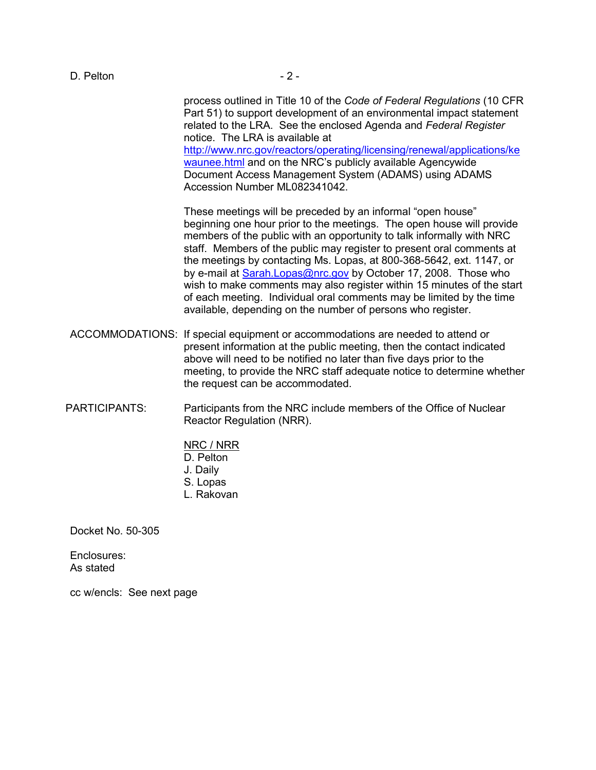process outlined in Title 10 of the *Code of Federal Regulations* (10 CFR Part 51) to support development of an environmental impact statement related to the LRA. See the enclosed Agenda and *Federal Register* notice. The LRA is available at http://www.nrc.gov/reactors/operating/licensing/renewal/applications/kewaunee.html and on the NRC's publicly available Agencywide Document Access Management System (ADAMS) using ADAMS Accession Number ML082341042.

These meetings will be preceded by an informal "open house" beginning one hour prior to the meetings. The open house will provide members of the public with an opportunity to talk informally with NRC staff. Members of the public may register to present oral comments at the meetings by contacting Ms. Lopas, at 800-368-5642, ext. 1147, or by e-mail at Sarah.Lopas@nrc.gov by October 17, 2008. Those who wish to make comments may also register within 15 minutes of the start of each meeting. Individual oral comments may be limited by the time available, depending on the number of persons who register.

ACCOMMODATIONS: If special equipment or accommodations are needed to attend or present information at the public meeting, then the contact indicated above will need to be notified no later than five days prior to the meeting, to provide the NRC staff adequate notice to determine whether the request can be accommodated.

PARTICIPANTS: Participants from the NRC include members of the Office of Nuclear Reactor Regulation (NRR).

<u>NRC / NRR</u>
D. Pelton
J. Daily
S. Lopas
L. Rakovan

Docket No. 50-305

Enclosures:
As stated

cc w/encls: See next page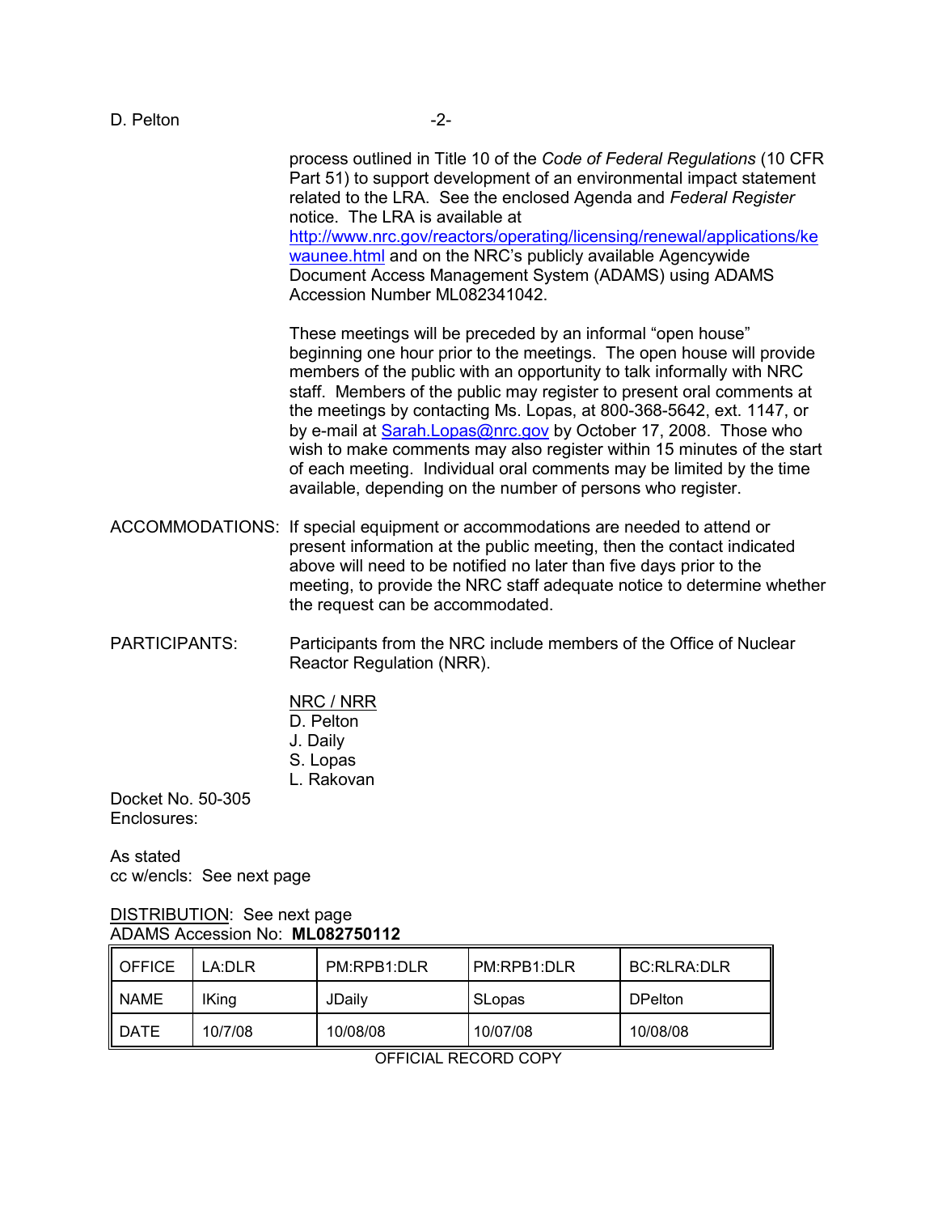process outlined in Title 10 of the *Code of Federal Regulations* (10 CFR Part 51) to support development of an environmental impact statement related to the LRA. See the enclosed Agenda and *Federal Register* notice. The LRA is available at http://www.nrc.gov/reactors/operating/licensing/renewal/applications/kewaunee.html and on the NRC's publicly available Agencywide Document Access Management System (ADAMS) using ADAMS Accession Number ML082341042.

These meetings will be preceded by an informal "open house" beginning one hour prior to the meetings. The open house will provide members of the public with an opportunity to talk informally with NRC staff. Members of the public may register to present oral comments at the meetings by contacting Ms. Lopas, at 800-368-5642, ext. 1147, or by e-mail at Sarah.Lopas@nrc.gov by October 17, 2008. Those who wish to make comments may also register within 15 minutes of the start of each meeting. Individual oral comments may be limited by the time available, depending on the number of persons who register.

ACCOMMODATIONS: If special equipment or accommodations are needed to attend or present information at the public meeting, then the contact indicated above will need to be notified no later than five days prior to the meeting, to provide the NRC staff adequate notice to determine whether the request can be accommodated.

PARTICIPANTS: Participants from the NRC include members of the Office of Nuclear Reactor Regulation (NRR).

NRC / NRR
D. Pelton
J. Daily
S. Lopas
L. Rakovan

Docket No. 50-305
Enclosures:

As stated
cc w/encls: See next page

DISTRIBUTION: See next page
ADAMS Accession No: **ML082750112**

| OFFICE | LA:DLR | PM:RPB1:DLR | PM:RPB1:DLR | BC:RLRA:DLR |
|---|---|---|---|---|
| NAME | IKing | JDaily | SLopas | DPelton |
| DATE | 10/7/08 | 10/08/08 | 10/07/08 | 10/08/08 |

OFFICIAL RECORD COPY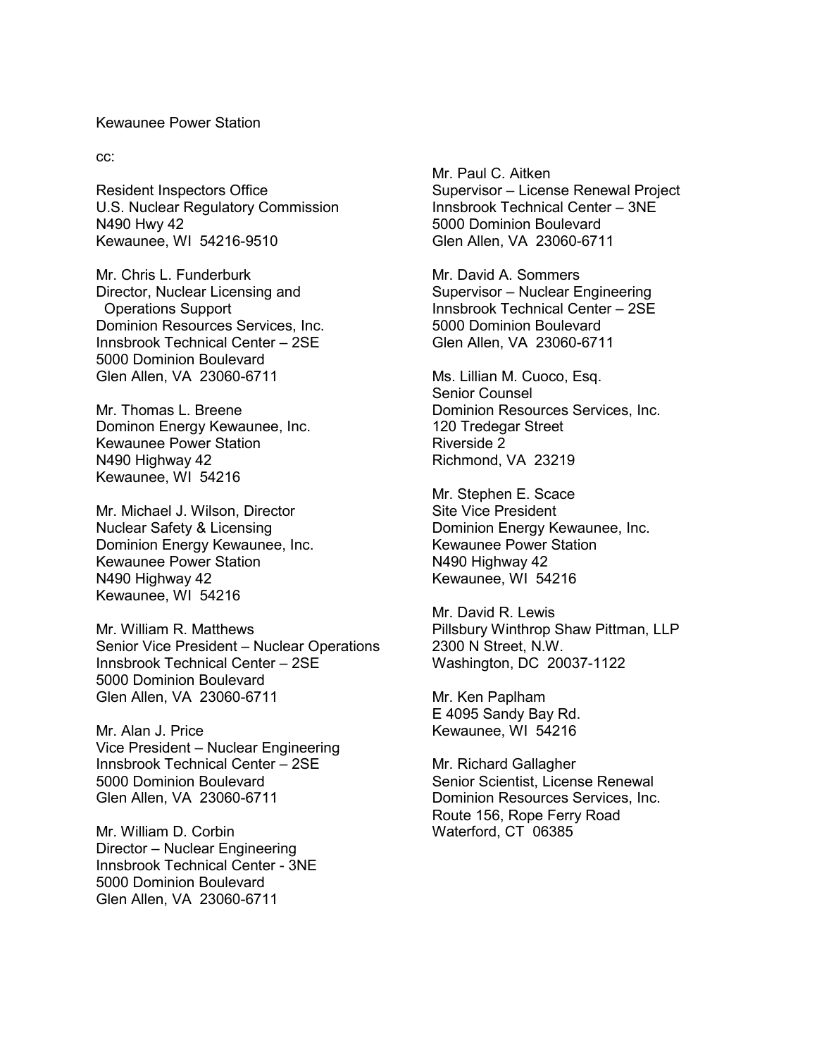Kewaunee Power Station

cc:

Resident Inspectors Office
U.S. Nuclear Regulatory Commission
N490 Hwy 42
Kewaunee, WI 54216-9510

Mr. Chris L. Funderburk
Director, Nuclear Licensing and
Operations Support
Dominion Resources Services, Inc.
Innsbrook Technical Center – 2SE
5000 Dominion Boulevard
Glen Allen, VA 23060-6711

Mr. Thomas L. Breene
Dominon Energy Kewaunee, Inc.
Kewaunee Power Station
N490 Highway 42
Kewaunee, WI 54216

Mr. Michael J. Wilson, Director
Nuclear Safety & Licensing
Dominion Energy Kewaunee, Inc.
Kewaunee Power Station
N490 Highway 42
Kewaunee, WI 54216

Mr. William R. Matthews
Senior Vice President – Nuclear Operations
Innsbrook Technical Center – 2SE
5000 Dominion Boulevard
Glen Allen, VA 23060-6711

Mr. Alan J. Price
Vice President – Nuclear Engineering
Innsbrook Technical Center – 2SE
5000 Dominion Boulevard
Glen Allen, VA 23060-6711

Mr. William D. Corbin
Director – Nuclear Engineering
Innsbrook Technical Center - 3NE
5000 Dominion Boulevard
Glen Allen, VA 23060-6711

Mr. Paul C. Aitken
Supervisor – License Renewal Project
Innsbrook Technical Center – 3NE
5000 Dominion Boulevard
Glen Allen, VA 23060-6711

Mr. David A. Sommers
Supervisor – Nuclear Engineering
Innsbrook Technical Center – 2SE
5000 Dominion Boulevard
Glen Allen, VA 23060-6711

Ms. Lillian M. Cuoco, Esq.
Senior Counsel
Dominion Resources Services, Inc.
120 Tredegar Street
Riverside 2
Richmond, VA 23219

Mr. Stephen E. Scace
Site Vice President
Dominion Energy Kewaunee, Inc.
Kewaunee Power Station
N490 Highway 42
Kewaunee, WI 54216

Mr. David R. Lewis
Pillsbury Winthrop Shaw Pittman, LLP
2300 N Street, N.W.
Washington, DC 20037-1122

Mr. Ken Paplham
E 4095 Sandy Bay Rd.
Kewaunee, WI 54216

Mr. Richard Gallagher
Senior Scientist, License Renewal
Dominion Resources Services, Inc.
Route 156, Rope Ferry Road
Waterford, CT 06385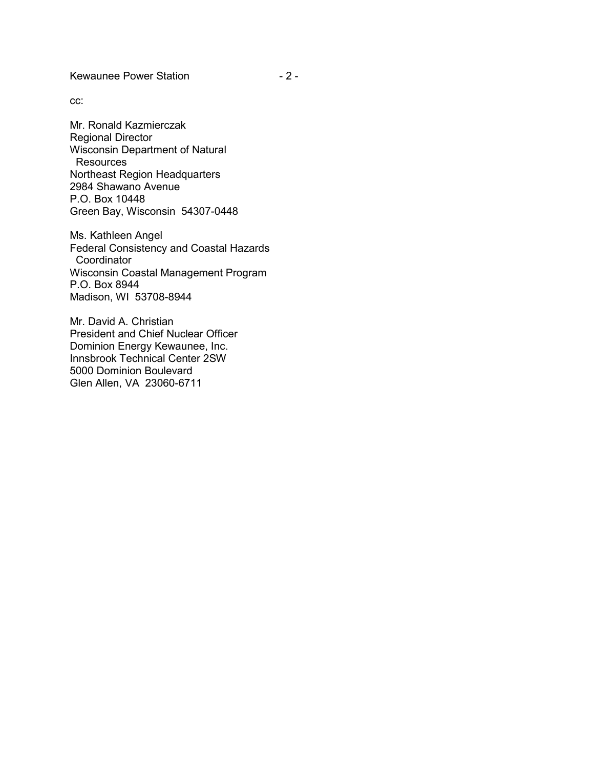cc:

Mr. Ronald Kazmierczak
Regional Director
Wisconsin Department of Natural Resources
Northeast Region Headquarters
2984 Shawano Avenue
P.O. Box 10448
Green Bay, Wisconsin 54307-0448

Ms. Kathleen Angel
Federal Consistency and Coastal Hazards Coordinator
Wisconsin Coastal Management Program
P.O. Box 8944
Madison, WI 53708-8944

Mr. David A. Christian
President and Chief Nuclear Officer
Dominion Energy Kewaunee, Inc.
Innsbrook Technical Center 2SW
5000 Dominion Boulevard
Glen Allen, VA 23060-6711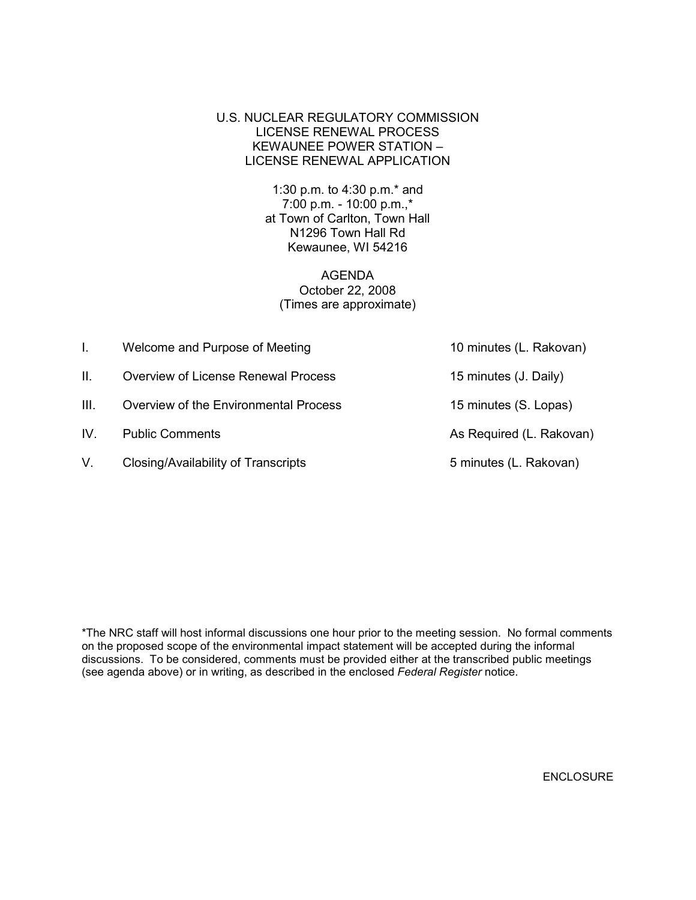U.S. NUCLEAR REGULATORY COMMISSION
LICENSE RENEWAL PROCESS
KEWAUNEE POWER STATION –
LICENSE RENEWAL APPLICATION

1:30 p.m. to 4:30 p.m.* and
7:00 p.m. - 10:00 p.m.,*
at Town of Carlton, Town Hall
N1296 Town Hall Rd
Kewaunee, WI 54216

AGENDA
October 22, 2008
(Times are approximate)

| | | |
|---|---|---|
| I. | Welcome and Purpose of Meeting | 10 minutes (L. Rakovan) |
| II. | Overview of License Renewal Process | 15 minutes (J. Daily) |
| III. | Overview of the Environmental Process | 15 minutes (S. Lopas) |
| IV. | Public Comments | As Required (L. Rakovan) |
| V. | Closing/Availability of Transcripts | 5 minutes (L. Rakovan) |

*The NRC staff will host informal discussions one hour prior to the meeting session. No formal comments on the proposed scope of the environmental impact statement will be accepted during the informal discussions. To be considered, comments must be provided either at the transcribed public meetings (see agenda above) or in writing, as described in the enclosed *Federal Register* notice.

ENCLOSURE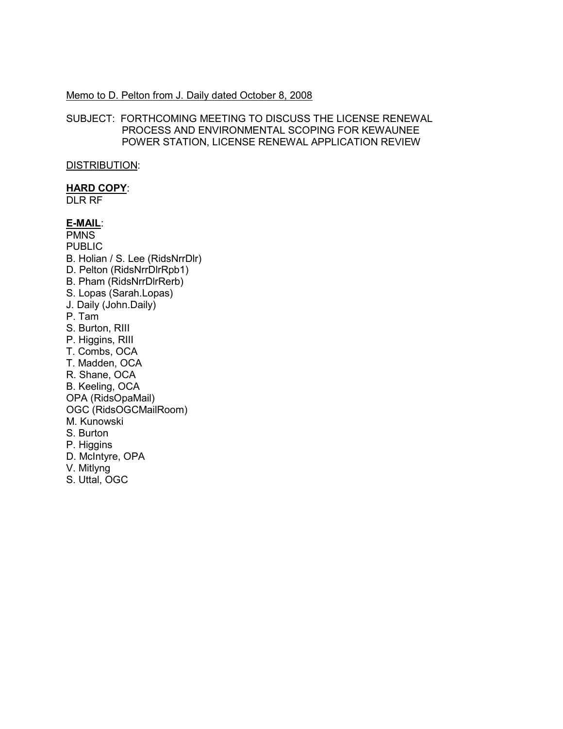Memo to D. Pelton from J. Daily dated October 8, 2008

SUBJECT: FORTHCOMING MEETING TO DISCUSS THE LICENSE RENEWAL PROCESS AND ENVIRONMENTAL SCOPING FOR KEWAUNEE POWER STATION, LICENSE RENEWAL APPLICATION REVIEW

DISTRIBUTION:

**HARD COPY**:
DLR RF

**E-MAIL**:
PMNS
PUBLIC
B. Holian / S. Lee (RidsNrrDlr)
D. Pelton (RidsNrrDlrRpb1)
B. Pham (RidsNrrDlrRerb)
S. Lopas (Sarah.Lopas)
J. Daily (John.Daily)
P. Tam
S. Burton, RIII
P. Higgins, RIII
T. Combs, OCA
T. Madden, OCA
R. Shane, OCA
B. Keeling, OCA
OPA (RidsOpaMail)
OGC (RidsOGCMailRoom)
M. Kunowski
S. Burton
P. Higgins
D. McIntyre, OPA
V. Mitlyng
S. Uttal, OGC